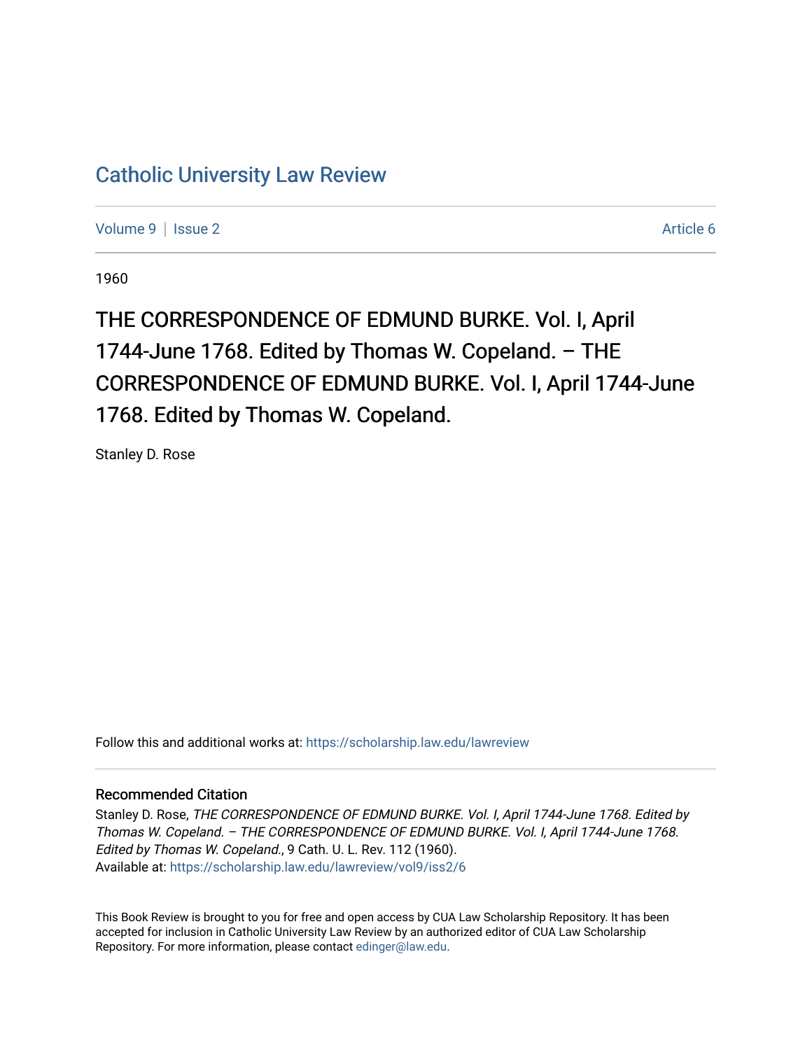# Catholic University Law Review

Volume 9 | Issue 2 Article 6

1960

## THE CORRESPONDENCE OF EDMUND BURKE. Vol. I, April 1744-June 1768. Edited by Thomas W. Copeland. – THE CORRESPONDENCE OF EDMUND BURKE. Vol. I, April 1744-June 1768. Edited by Thomas W. Copeland.

Stanley D. Rose

Follow this and additional works at: https://scholarship.law.edu/lawreview

### Recommended Citation

Stanley D. Rose, *THE CORRESPONDENCE OF EDMUND BURKE. Vol. I, April 1744-June 1768. Edited by Thomas W. Copeland. – THE CORRESPONDENCE OF EDMUND BURKE. Vol. I, April 1744-June 1768. Edited by Thomas W. Copeland.*, 9 Cath. U. L. Rev. 112 (1960).
Available at: https://scholarship.law.edu/lawreview/vol9/iss2/6

This Book Review is brought to you for free and open access by CUA Law Scholarship Repository. It has been accepted for inclusion in Catholic University Law Review by an authorized editor of CUA Law Scholarship Repository. For more information, please contact edinger@law.edu.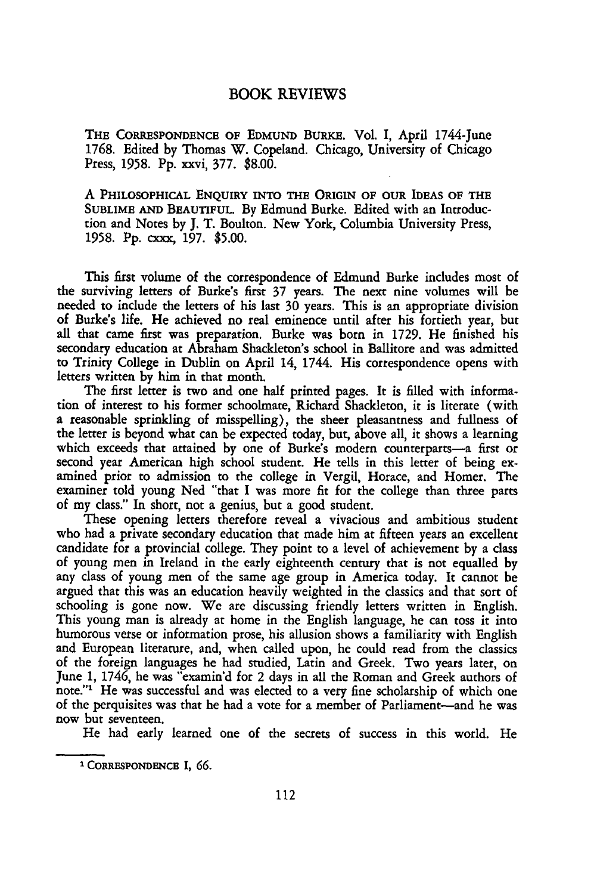# BOOK REVIEWS

THE CORRESPONDENCE OF EDMUND BURKE. Vol. I, April 1744-June 1768. Edited by Thomas W. Copeland. Chicago, University of Chicago Press, 1958. Pp. xxvi, 377. $8.00.

A PHILOSOPHICAL ENQUIRY INTO THE ORIGIN OF OUR IDEAS OF THE SUBLIME AND BEAUTIFUL. By Edmund Burke. Edited with an Introduction and Notes by J. T. Boulton. New York, Columbia University Press, 1958. Pp. cxxx, 197. $5.00.

This first volume of the correspondence of Edmund Burke includes most of the surviving letters of Burke's first 37 years. The next nine volumes will be needed to include the letters of his last 30 years. This is an appropriate division of Burke's life. He achieved no real eminence until after his fortieth year, but all that came first was preparation. Burke was born in 1729. He finished his secondary education at Abraham Shackleton's school in Ballitore and was admitted to Trinity College in Dublin on April 14, 1744. His correspondence opens with letters written by him in that month.

The first letter is two and one half printed pages. It is filled with information of interest to his former schoolmate, Richard Shackleton, it is literate (with a reasonable sprinkling of misspelling), the sheer pleasantness and fullness of the letter is beyond what can be expected today, but, above all, it shows a learning which exceeds that attained by one of Burke's modern counterparts—a first or second year American high school student. He tells in this letter of being examined prior to admission to the college in Vergil, Horace, and Homer. The examiner told young Ned "that I was more fit for the college than three parts of my class." In short, not a genius, but a good student.

These opening letters therefore reveal a vivacious and ambitious student who had a private secondary education that made him at fifteen years an excellent candidate for a provincial college. They point to a level of achievement by a class of young men in Ireland in the early eighteenth century that is not equalled by any class of young men of the same age group in America today. It cannot be argued that this was an education heavily weighted in the classics and that sort of schooling is gone now. We are discussing friendly letters written in English. This young man is already at home in the English language, he can toss it into humorous verse or information prose, his allusion shows a familiarity with English and European literature, and, when called upon, he could read from the classics of the foreign languages he had studied, Latin and Greek. Two years later, on June 1, 1746, he was "examin'd for 2 days in all the Roman and Greek authors of note."[1] He was successful and was elected to a very fine scholarship of which one of the perquisites was that he had a vote for a member of Parliament—and he was now but seventeen.

He had early learned one of the secrets of success in this world. He

---

[1] CORRESPONDENCE I, 66.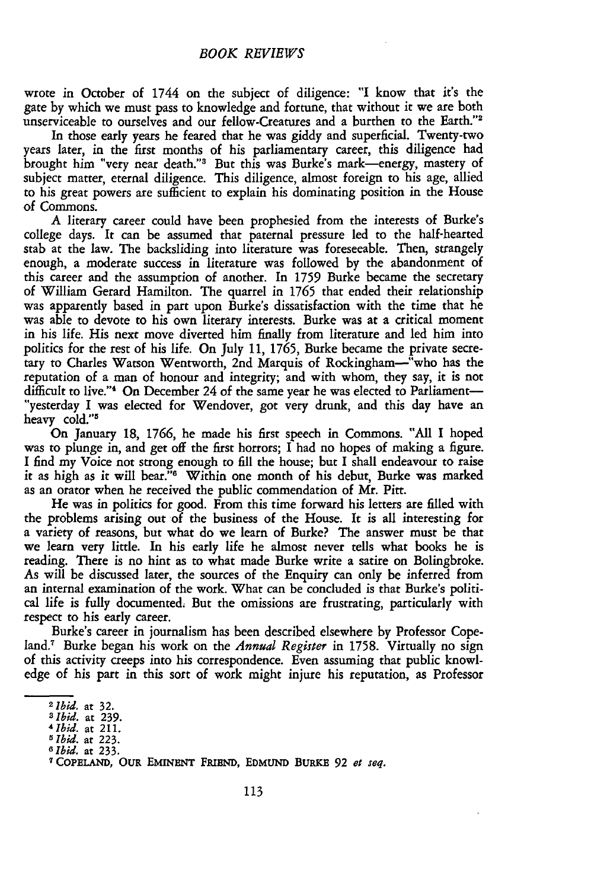wrote in October of 1744 on the subject of diligence: "I know that it's the gate by which we must pass to knowledge and fortune, that without it we are both unserviceable to ourselves and our fellow-Creatures and a burthen to the Earth."[2]

In those early years he feared that he was giddy and superficial. Twenty-two years later, in the first months of his parliamentary career, this diligence had brought him "very near death."[3] But this was Burke's mark—energy, mastery of subject matter, eternal diligence. This diligence, almost foreign to his age, allied to his great powers are sufficient to explain his dominating position in the House of Commons.

A literary career could have been prophesied from the interests of Burke's college days. It can be assumed that paternal pressure led to the half-hearted stab at the law. The backsliding into literature was foreseeable. Then, strangely enough, a moderate success in literature was followed by the abandonment of this career and the assumption of another. In 1759 Burke became the secretary of William Gerard Hamilton. The quarrel in 1765 that ended their relationship was apparently based in part upon Burke's dissatisfaction with the time that he was able to devote to his own literary interests. Burke was at a critical moment in his life. His next move diverted him finally from literature and led him into politics for the rest of his life. On July 11, 1765, Burke became the private secretary to Charles Watson Wentworth, 2nd Marquis of Rockingham—"who has the reputation of a man of honour and integrity; and with whom, they say, it is not difficult to live."[4] On December 24 of the same year he was elected to Parliament—"yesterday I was elected for Wendover, got very drunk, and this day have an heavy cold."[5]

On January 18, 1766, he made his first speech in Commons. "All I hoped was to plunge in, and get off the first horrors; I had no hopes of making a figure. I find my Voice not strong enough to fill the house; but I shall endeavour to raise it as high as it will bear."[6] Within one month of his debut, Burke was marked as an orator when he received the public commendation of Mr. Pitt.

He was in politics for good. From this time forward his letters are filled with the problems arising out of the business of the House. It is all interesting for a variety of reasons, but what do we learn of Burke? The answer must be that we learn very little. In his early life he almost never tells what books he is reading. There is no hint as to what made Burke write a satire on Bolingbroke. As will be discussed later, the sources of the Enquiry can only be inferred from an internal examination of the work. What can be concluded is that Burke's political life is fully documented. But the omissions are frustrating, particularly with respect to his early career.

Burke's career in journalism has been described elsewhere by Professor Copeland.[7] Burke began his work on the *Annual Register* in 1758. Virtually no sign of this activity creeps into his correspondence. Even assuming that public knowledge of his part in this sort of work might injure his reputation, as Professor

---

[2] *Ibid.* at 32.

[3] *Ibid.* at 239.

[4] *Ibid.* at 211.

[5] *Ibid.* at 223.

[6] *Ibid.* at 233.

[7] COPELAND, OUR EMINENT FRIEND, EDMUND BURKE 92 *et seq.*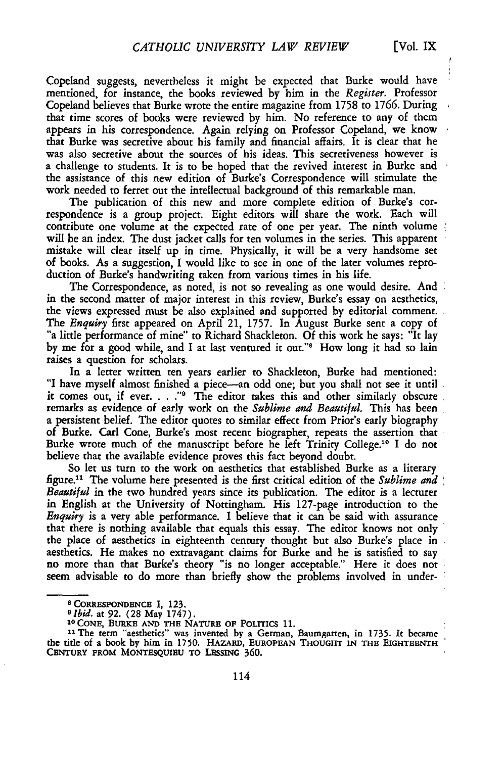Copeland suggests, nevertheless it might be expected that Burke would have mentioned, for instance, the books reviewed by him in the *Register.* Professor Copeland believes that Burke wrote the entire magazine from 1758 to 1766. During that time scores of books were reviewed by him. No reference to any of them appears in his correspondence. Again relying on Professor Copeland, we know that Burke was secretive about his family and financial affairs. It is clear that he was also secretive about the sources of his ideas. This secretiveness however is a challenge to students. It is to be hoped that the revived interest in Burke and the assistance of this new edition of Burke's Correspondence will stimulate the work needed to ferret out the intellectual background of this remarkable man.

The publication of this new and more complete edition of Burke's correspondence is a group project. Eight editors will share the work. Each will contribute one volume at the expected rate of one per year. The ninth volume will be an index. The dust jacket calls for ten volumes in the series. This apparent mistake will clear itself up in time. Physically, it will be a very handsome set of books. As a suggestion, I would like to see in one of the later volumes reproduction of Burke's handwriting taken from various times in his life.

The Correspondence, as noted, is not so revealing as one would desire. And in the second matter of major interest in this review, Burke's essay on aesthetics, the views expressed must be also explained and supported by editorial comment. The *Enquiry* first appeared on April 21, 1757. In August Burke sent a copy of "a little performance of mine" to Richard Shackleton. Of this work he says: "It lay by me for a good while, and I at last ventured it out."[8] How long it had so lain raises a question for scholars.

In a letter written ten years earlier to Shackleton, Burke had mentioned: "I have myself almost finished a piece—an odd one; but you shall not see it until it comes out, if ever. . . ."[9] The editor takes this and other similarly obscure remarks as evidence of early work on the *Sublime and Beautiful.* This has been a persistent belief. The editor quotes to similar effect from Prior's early biography of Burke. Carl Cone, Burke's most recent biographer, repeats the assertion that Burke wrote much of the manuscript before he left Trinity College.[10] I do not believe that the available evidence proves this fact beyond doubt.

So let us turn to the work on aesthetics that established Burke as a literary figure.[11] The volume here presented is the first critical edition of the *Sublime and Beautiful* in the two hundred years since its publication. The editor is a lecturer in English at the University of Nottingham. His 127-page introduction to the *Enquiry* is a very able performance. I believe that it can be said with assurance that there is nothing available that equals this essay. The editor knows not only the place of aesthetics in eighteenth century thought but also Burke's place in aesthetics. He makes no extravagant claims for Burke and he is satisfied to say no more than that Burke's theory "is no longer acceptable." Here it does not seem advisable to do more than briefly show the problems involved in under-

---

[8] CORRESPONDENCE I, 123.

[9] *Ibid.* at 92. (28 May 1747).

[10] CONE, BURKE AND THE NATURE OF POLITICS 11.

[11] The term "aesthetics" was invented by a German, Baumgarten, in 1735. It became the title of a book by him in 1750. HAZARD, EUROPEAN THOUGHT IN THE EIGHTEENTH CENTURY FROM MONTESQUIEU TO LESSING 360.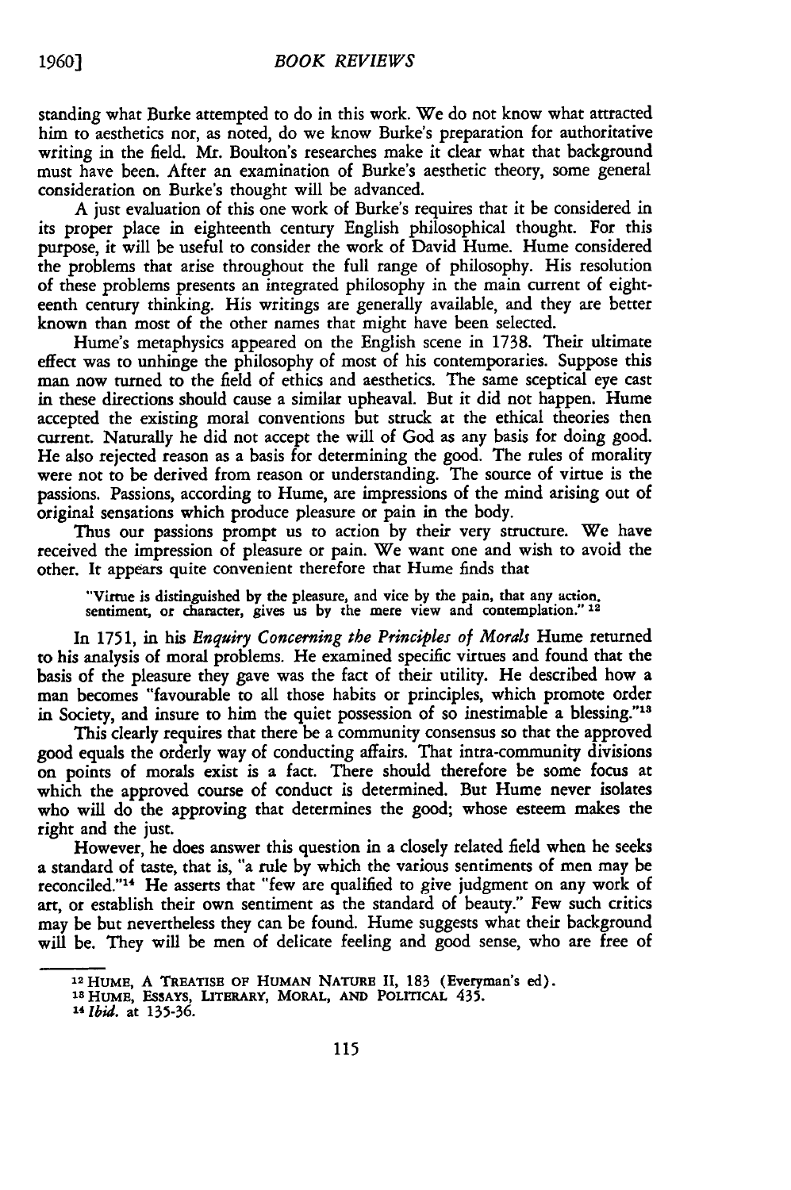standing what Burke attempted to do in this work. We do not know what attracted him to aesthetics nor, as noted, do we know Burke's preparation for authoritative writing in the field. Mr. Boulton's researches make it clear what that background must have been. After an examination of Burke's aesthetic theory, some general consideration on Burke's thought will be advanced.

A just evaluation of this one work of Burke's requires that it be considered in its proper place in eighteenth century English philosophical thought. For this purpose, it will be useful to consider the work of David Hume. Hume considered the problems that arise throughout the full range of philosophy. His resolution of these problems presents an integrated philosophy in the main current of eighteenth century thinking. His writings are generally available, and they are better known than most of the other names that might have been selected.

Hume's metaphysics appeared on the English scene in 1738. Their ultimate effect was to unhinge the philosophy of most of his contemporaries. Suppose this man now turned to the field of ethics and aesthetics. The same sceptical eye cast in these directions should cause a similar upheaval. But it did not happen. Hume accepted the existing moral conventions but struck at the ethical theories then current. Naturally he did not accept the will of God as any basis for doing good. He also rejected reason as a basis for determining the good. The rules of morality were not to be derived from reason or understanding. The source of virtue is the passions. Passions, according to Hume, are impressions of the mind arising out of original sensations which produce pleasure or pain in the body.

Thus our passions prompt us to action by their very structure. We have received the impression of pleasure or pain. We want one and wish to avoid the other. It appears quite convenient therefore that Hume finds that

> "Virtue is distinguished by the pleasure, and vice by the pain, that any action, sentiment, or character, gives us by the mere view and contemplation." [12]

In 1751, in his *Enquiry Concerning the Principles of Morals* Hume returned to his analysis of moral problems. He examined specific virtues and found that the basis of the pleasure they gave was the fact of their utility. He described how a man becomes "favourable to all those habits or principles, which promote order in Society, and insure to him the quiet possession of so inestimable a blessing."[13]

This clearly requires that there be a community consensus so that the approved good equals the orderly way of conducting affairs. That intra-community divisions on points of morals exist is a fact. There should therefore be some focus at which the approved course of conduct is determined. But Hume never isolates who will do the approving that determines the good; whose esteem makes the right and the just.

However, he does answer this question in a closely related field when he seeks a standard of taste, that is, "a rule by which the various sentiments of men may be reconciled."[14] He asserts that "few are qualified to give judgment on any work of art, or establish their own sentiment as the standard of beauty." Few such critics may be but nevertheless they can be found. Hume suggests what their background will be. They will be men of delicate feeling and good sense, who are free of

---

[12] HUME, A TREATISE OF HUMAN NATURE II, 183 (Everyman's ed).

[13] HUME, ESSAYS, LITERARY, MORAL, AND POLITICAL 435.

[14] *Ibid.* at 135-36.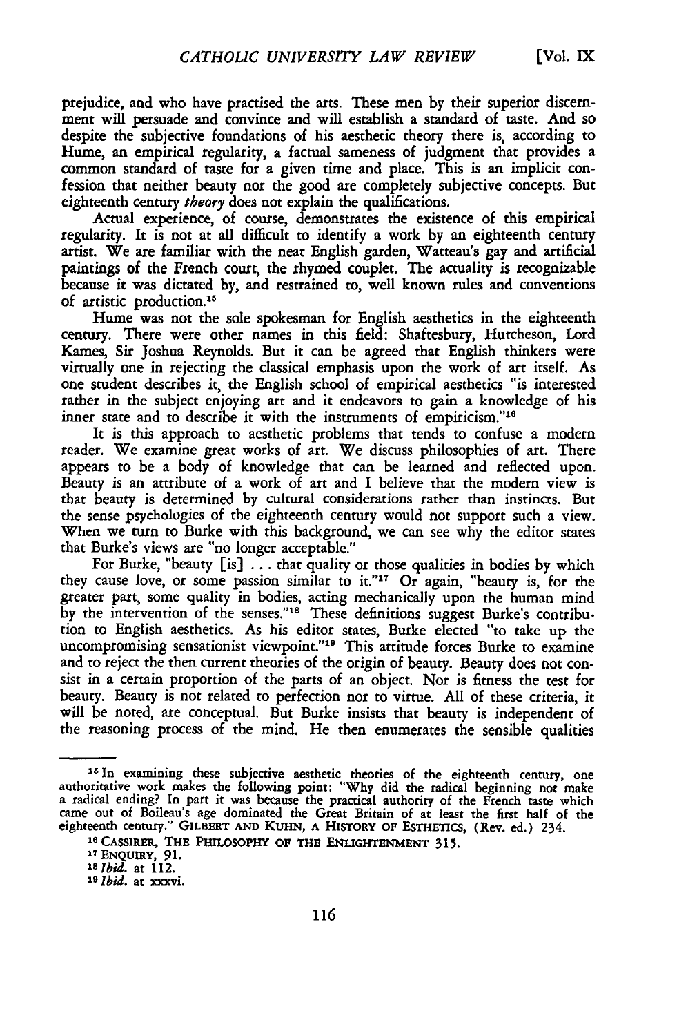prejudice, and who have practised the arts. These men by their superior discernment will persuade and convince and will establish a standard of taste. And so despite the subjective foundations of his aesthetic theory there is, according to Hume, an empirical regularity, a factual sameness of judgment that provides a common standard of taste for a given time and place. This is an implicit confession that neither beauty nor the good are completely subjective concepts. But eighteenth century *theory* does not explain the qualifications.

Actual experience, of course, demonstrates the existence of this empirical regularity. It is not at all difficult to identify a work by an eighteenth century artist. We are familiar with the neat English garden, Watteau's gay and artificial paintings of the French court, the rhymed couplet. The actuality is recognizable because it was dictated by, and restrained to, well known rules and conventions of artistic production.[15]

Hume was not the sole spokesman for English aesthetics in the eighteenth century. There were other names in this field: Shaftesbury, Hutcheson, Lord Kames, Sir Joshua Reynolds. But it can be agreed that English thinkers were virtually one in rejecting the classical emphasis upon the work of art itself. As one student describes it, the English school of empirical aesthetics "is interested rather in the subject enjoying art and it endeavors to gain a knowledge of his inner state and to describe it with the instruments of empiricism."[16]

It is this approach to aesthetic problems that tends to confuse a modern reader. We examine great works of art. We discuss philosophies of art. There appears to be a body of knowledge that can be learned and reflected upon. Beauty is an attribute of a work of art and I believe that the modern view is that beauty is determined by cultural considerations rather than instincts. But the sense psychologies of the eighteenth century would not support such a view. When we turn to Burke with this background, we can see why the editor states that Burke's views are "no longer acceptable."

For Burke, "beauty [is] . . . that quality or those qualities in bodies by which they cause love, or some passion similar to it."[17] Or again, "beauty is, for the greater part, some quality in bodies, acting mechanically upon the human mind by the intervention of the senses."[18] These definitions suggest Burke's contribution to English aesthetics. As his editor states, Burke elected "to take up the uncompromising sensationist viewpoint."[19] This attitude forces Burke to examine and to reject the then current theories of the origin of beauty. Beauty does not consist in a certain proportion of the parts of an object. Nor is fitness the test for beauty. Beauty is not related to perfection nor to virtue. All of these criteria, it will be noted, are conceptual. But Burke insists that beauty is independent of the reasoning process of the mind. He then enumerates the sensible qualities

---

[15] In examining these subjective aesthetic theories of the eighteenth century, one authoritative work makes the following point: "Why did the radical beginning not make a radical ending? In part it was because the practical authority of the French taste which came out of Boileau's age dominated the Great Britain of at least the first half of the eighteenth century." GILBERT AND KUHN, A HISTORY OF ESTHETICS, (Rev. ed.) 234.

[16] CASSIRER, THE PHILOSOPHY OF THE ENLIGHTENMENT 315.

[17] ENQUIRY, 91.

[18] *Ibid.* at 112.

[19] *Ibid.* at xxxvi.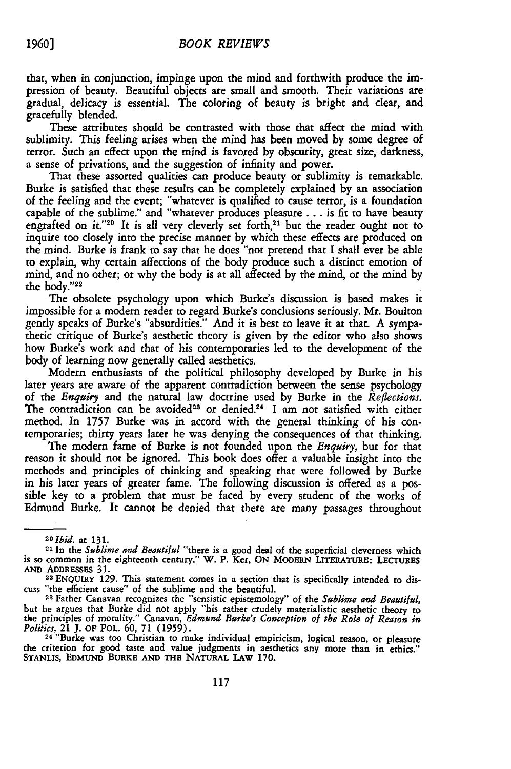that, when in conjunction, impinge upon the mind and forthwith produce the impression of beauty. Beautiful objects are small and smooth. Their variations are gradual, delicacy is essential. The coloring of beauty is bright and clear, and gracefully blended.

These attributes should be contrasted with those that affect the mind with sublimity. This feeling arises when the mind has been moved by some degree of terror. Such an effect upon the mind is favored by obscurity, great size, darkness, a sense of privations, and the suggestion of infinity and power.

That these assorted qualities can produce beauty or sublimity is remarkable. Burke is satisfied that these results can be completely explained by an association of the feeling and the event; "whatever is qualified to cause terror, is a foundation capable of the sublime." and "whatever produces pleasure . . . is fit to have beauty engrafted on it."[20] It is all very cleverly set forth,[21] but the reader ought not to inquire too closely into the precise manner by which these effects are produced on the mind. Burke is frank to say that he does "not pretend that I shall ever be able to explain, why certain affections of the body produce such a distinct emotion of mind, and no other; or why the body is at all affected by the mind, or the mind by the body."[22]

The obsolete psychology upon which Burke's discussion is based makes it impossible for a modern reader to regard Burke's conclusions seriously. Mr. Boulton gently speaks of Burke's "absurdities." And it is best to leave it at that. A sympathetic critique of Burke's aesthetic theory is given by the editor who also shows how Burke's work and that of his contemporaries led to the development of the body of learning now generally called aesthetics.

Modern enthusiasts of the political philosophy developed by Burke in his later years are aware of the apparent contradiction between the sense psychology of the *Enquiry* and the natural law doctrine used by Burke in the *Reflections.* The contradiction can be avoided[23] or denied.[24] I am not satisfied with either method. In 1757 Burke was in accord with the general thinking of his contemporaries; thirty years later he was denying the consequences of that thinking.

The modern fame of Burke is not founded upon the *Enquiry,* but for that reason it should not be ignored. This book does offer a valuable insight into the methods and principles of thinking and speaking that were followed by Burke in his later years of greater fame. The following discussion is offered as a possible key to a problem that must be faced by every student of the works of Edmund Burke. It cannot be denied that there are many passages throughout

---

[20] *Ibid.* at 131.

[21] In the *Sublime and Beautiful* "there is a good deal of the superficial cleverness which is so common in the eighteenth century." W. P. Ker, ON MODERN LITERATURE: LECTURES AND ADDRESSES 31.

[22] ENQUIRY 129. This statement comes in a section that is specifically intended to discuss "the efficient cause" of the sublime and the beautiful.

[23] Father Canavan recognizes the "sensistic epistemology" of the *Sublime and Beautiful,* but he argues that Burke did not apply "his rather crudely materialistic aesthetic theory to the principles of morality." Canavan, *Edmund Burke's Conception of the Role of Reason in Politics,* 21 J. OF POL. 60, 71 (1959).

[24] "Burke was too Christian to make individual empiricism, logical reason, or pleasure the criterion for good taste and value judgments in aesthetics any more than in ethics." STANLIS, EDMUND BURKE AND THE NATURAL LAW 170.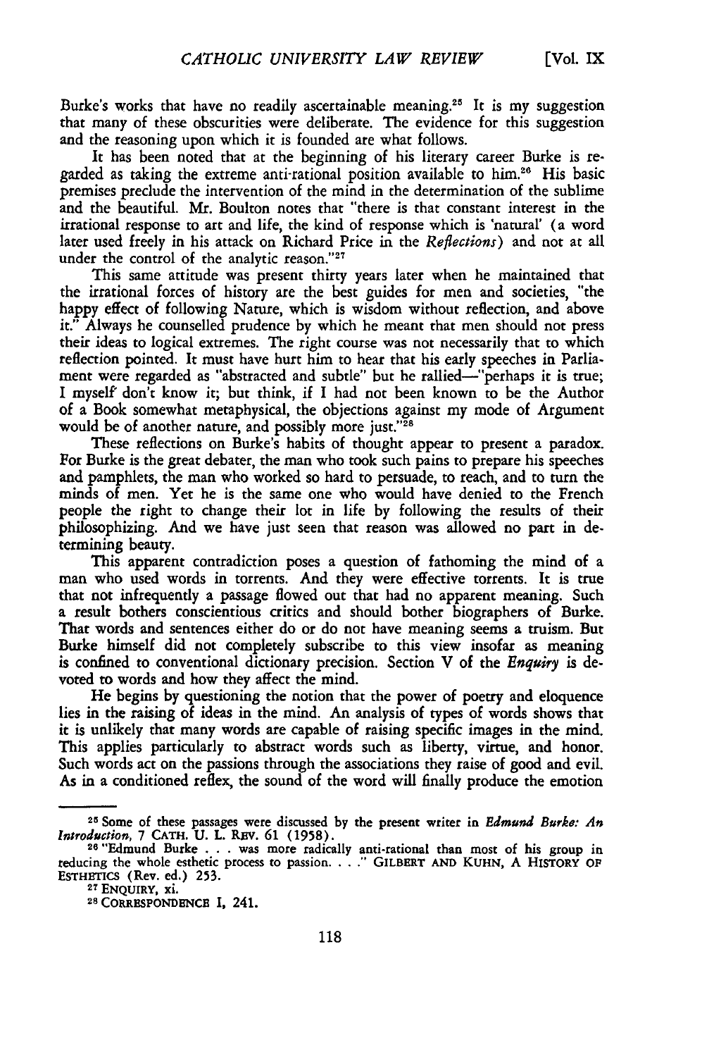Burke's works that have no readily ascertainable meaning.[25] It is my suggestion that many of these obscurities were deliberate. The evidence for this suggestion and the reasoning upon which it is founded are what follows.

It has been noted that at the beginning of his literary career Burke is regarded as taking the extreme anti-rational position available to him.[26] His basic premises preclude the intervention of the mind in the determination of the sublime and the beautiful. Mr. Boulton notes that "there is that constant interest in the irrational response to art and life, the kind of response which is 'natural' (a word later used freely in his attack on Richard Price in the *Reflections*) and not at all under the control of the analytic reason."[27]

This same attitude was present thirty years later when he maintained that the irrational forces of history are the best guides for men and societies, "the happy effect of following Nature, which is wisdom without reflection, and above it." Always he counselled prudence by which he meant that men should not press their ideas to logical extremes. The right course was not necessarily that to which reflection pointed. It must have hurt him to hear that his early speeches in Parliament were regarded as "abstracted and subtle" but he rallied—"perhaps it is true; I myself don't know it; but think, if I had not been known to be the Author of a Book somewhat metaphysical, the objections against my mode of Argument would be of another nature, and possibly more just."[28]

These reflections on Burke's habits of thought appear to present a paradox. For Burke is the great debater, the man who took such pains to prepare his speeches and pamphlets, the man who worked so hard to persuade, to reach, and to turn the minds of men. Yet he is the same one who would have denied to the French people the right to change their lot in life by following the results of their philosophizing. And we have just seen that reason was allowed no part in determining beauty.

This apparent contradiction poses a question of fathoming the mind of a man who used words in torrents. And they were effective torrents. It is true that not infrequently a passage flowed out that had no apparent meaning. Such a result bothers conscientious critics and should bother biographers of Burke. That words and sentences either do or do not have meaning seems a truism. But Burke himself did not completely subscribe to this view insofar as meaning is confined to conventional dictionary precision. Section V of the *Enquiry* is devoted to words and how they affect the mind.

He begins by questioning the notion that the power of poetry and eloquence lies in the raising of ideas in the mind. An analysis of types of words shows that it is unlikely that many words are capable of raising specific images in the mind. This applies particularly to abstract words such as liberty, virtue, and honor. Such words act on the passions through the associations they raise of good and evil. As in a conditioned reflex, the sound of the word will finally produce the emotion

---

[25] Some of these passages were discussed by the present writer in *Edmund Burke: An Introduction*, 7 CATH. U. L. REV. 61 (1958).

[26] "Edmund Burke . . . was more radically anti-rational than most of his group in reducing the whole esthetic process to passion. . . ." GILBERT AND KUHN, A HISTORY OF ESTHETICS (Rev. ed.) 253.

[27] ENQUIRY, xi.

[28] CORRESPONDENCE I, 241.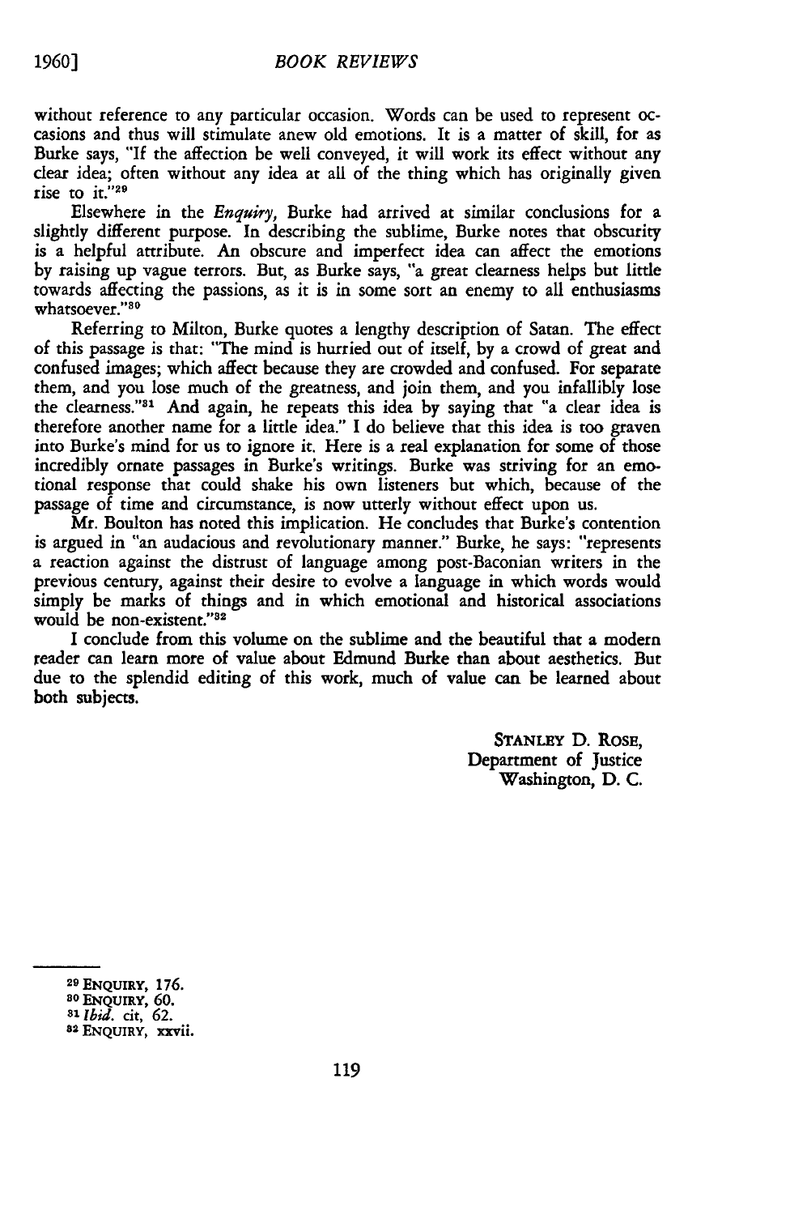without reference to any particular occasion. Words can be used to represent occasions and thus will stimulate anew old emotions. It is a matter of skill, for as Burke says, "If the affection be well conveyed, it will work its effect without any clear idea; often without any idea at all of the thing which has originally given rise to it."[29]

Elsewhere in the *Enquiry*, Burke had arrived at similar conclusions for a slightly different purpose. In describing the sublime, Burke notes that obscurity is a helpful attribute. An obscure and imperfect idea can affect the emotions by raising up vague terrors. But, as Burke says, "a great clearness helps but little towards affecting the passions, as it is in some sort an enemy to all enthusiasms whatsoever."[30]

Referring to Milton, Burke quotes a lengthy description of Satan. The effect of this passage is that: "The mind is hurried out of itself, by a crowd of great and confused images; which affect because they are crowded and confused. For separate them, and you lose much of the greatness, and join them, and you infallibly lose the clearness."[31] And again, he repeats this idea by saying that "a clear idea is therefore another name for a little idea." I do believe that this idea is too graven into Burke's mind for us to ignore it. Here is a real explanation for some of those incredibly ornate passages in Burke's writings. Burke was striving for an emotional response that could shake his own listeners but which, because of the passage of time and circumstance, is now utterly without effect upon us.

Mr. Boulton has noted this implication. He concludes that Burke's contention is argued in "an audacious and revolutionary manner." Burke, he says: "represents a reaction against the distrust of language among post-Baconian writers in the previous century, against their desire to evolve a language in which words would simply be marks of things and in which emotional and historical associations would be non-existent."[32]

I conclude from this volume on the sublime and the beautiful that a modern reader can learn more of value about Edmund Burke than about aesthetics. But due to the splendid editing of this work, much of value can be learned about both subjects.

STANLEY D. ROSE,
Department of Justice
Washington, D. C.

---

[29] ENQUIRY, 176.
[30] ENQUIRY, 60.
[31] *Ibid.* cit, 62.
[32] ENQUIRY, xxvii.